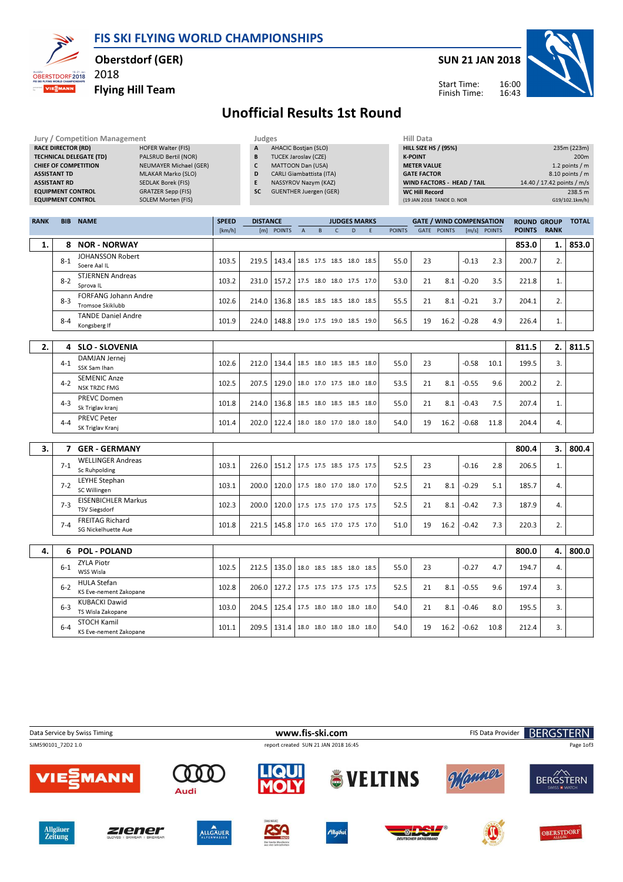# FIS SKI FLYING WORLD CHAMPIONSHIPS

**Oberstdorf (GER)**
2018
**Flying Hill Team**

**SUN 21 JAN 2018**

Start Time: 16:00
Finish Time: 16:43

## Unofficial Results 1st Round

| Jury / Competition Management | |
|---|---|
| RACE DIRECTOR (RD) | HOFER Walter (FIS) |
| TECHNICAL DELEGATE (TD) | PALSRUD Bertil (NOR) |
| CHIEF OF COMPETITION | NEUMAYER Michael (GER) |
| ASSISTANT TD | MLAKAR Marko (SLO) |
| ASSISTANT RD | SEDLAK Borek (FIS) |
| EQUIPMENT CONTROL | GRATZER Sepp (FIS) |
| EQUIPMENT CONTROL | SOLEM Morten (FIS) |

| Judges | |
|---|---|
| A | AHACIC Bostjan (SLO) |
| B | TUCEK Jaroslav (CZE) |
| C | MATTOON Dan (USA) |
| D | CARLI Giambattista (ITA) |
| E | NASSYROV Nazym (KAZ) |
| SC | GUENTHER Juergen (GER) |

| Hill Data | |
|---|---|
| HILL SIZE HS / (95%) | 235m (223m) |
| K-POINT | 200m |
| METER VALUE | 1.2 points / m |
| GATE FACTOR | 8.10 points / m |
| WIND FACTORS - HEAD / TAIL | 14.40 / 17.42 points / m/s |
| WC Hill Record | 238.5 m |
| (19 JAN 2018 TANDE D. NOR | G19/102.1km/h) |

| RANK | BIB | NAME | SPEED [km/h] | DISTANCE [m] | DISTANCE POINTS | A | B | C | D | E | JUDGES POINTS | GATE | GATE POINTS | WIND [m/s] | WIND POINTS | ROUND POINTS | GROUP RANK | TOTAL |
|---|---|---|---|---|---|---|---|---|---|---|---|---|---|---|---|---|---|---|
| 1. | 8 | NOR - NORWAY | | | | | | | | | | | | | | 853.0 | 1. | 853.0 |
| | 8-1 | JOHANSSON Robert<br>Soere Aal IL | 103.5 | 219.5 | 143.4 | 18.5 | 17.5 | 18.5 | 18.0 | 18.5 | 55.0 | 23 | | -0.13 | 2.3 | 200.7 | 2. | |
| | 8-2 | STJERNEN Andreas<br>Sprova IL | 103.2 | 231.0 | 157.2 | 17.5 | 18.0 | 18.0 | 17.5 | 17.0 | 53.0 | 21 | 8.1 | -0.20 | 3.5 | 221.8 | 1. | |
| | 8-3 | FORFANG Johann Andre<br>Tromsoe Skiklubb | 102.6 | 214.0 | 136.8 | 18.5 | 18.5 | 18.5 | 18.0 | 18.5 | 55.5 | 21 | 8.1 | -0.21 | 3.7 | 204.1 | 2. | |
| | 8-4 | TANDE Daniel Andre<br>Kongsberg If | 101.9 | 224.0 | 148.8 | 19.0 | 17.5 | 19.0 | 18.5 | 19.0 | 56.5 | 19 | 16.2 | -0.28 | 4.9 | 226.4 | 1. | |
| 2. | 4 | SLO - SLOVENIA | | | | | | | | | | | | | | 811.5 | 2. | 811.5 |
| | 4-1 | DAMJAN Jernej<br>SSK Sam Ihan | 102.6 | 212.0 | 134.4 | 18.5 | 18.0 | 18.5 | 18.5 | 18.0 | 55.0 | 23 | | -0.58 | 10.1 | 199.5 | 3. | |
| | 4-2 | SEMENIC Anze<br>NSK TRZIC FMG | 102.5 | 207.5 | 129.0 | 18.0 | 17.0 | 17.5 | 18.0 | 18.0 | 53.5 | 21 | 8.1 | -0.55 | 9.6 | 200.2 | 2. | |
| | 4-3 | PREVC Domen<br>Sk Triglav kranj | 101.8 | 214.0 | 136.8 | 18.5 | 18.0 | 18.5 | 18.5 | 18.0 | 55.0 | 21 | 8.1 | -0.43 | 7.5 | 207.4 | 1. | |
| | 4-4 | PREVC Peter<br>SK Triglav Kranj | 101.4 | 202.0 | 122.4 | 18.0 | 18.0 | 17.0 | 18.0 | 18.0 | 54.0 | 19 | 16.2 | -0.68 | 11.8 | 204.4 | 4. | |
| 3. | 7 | GER - GERMANY | | | | | | | | | | | | | | 800.4 | 3. | 800.4 |
| | 7-1 | WELLINGER Andreas<br>Sc Ruhpolding | 103.1 | 226.0 | 151.2 | 17.5 | 17.5 | 18.5 | 17.5 | 17.5 | 52.5 | 23 | | -0.16 | 2.8 | 206.5 | 1. | |
| | 7-2 | LEYHE Stephan<br>SC Willingen | 103.1 | 200.0 | 120.0 | 17.5 | 18.0 | 17.0 | 18.0 | 17.0 | 52.5 | 21 | 8.1 | -0.29 | 5.1 | 185.7 | 4. | |
| | 7-3 | EISENBICHLER Markus<br>TSV Siegsdorf | 102.3 | 200.0 | 120.0 | 17.5 | 17.5 | 17.0 | 17.5 | 17.5 | 52.5 | 21 | 8.1 | -0.42 | 7.3 | 187.9 | 4. | |
| | 7-4 | FREITAG Richard<br>SG Nickelhuette Aue | 101.8 | 221.5 | 145.8 | 17.0 | 16.5 | 17.0 | 17.5 | 17.0 | 51.0 | 19 | 16.2 | -0.42 | 7.3 | 220.3 | 2. | |
| 4. | 6 | POL - POLAND | | | | | | | | | | | | | | 800.0 | 4. | 800.0 |
| | 6-1 | ZYLA Piotr<br>WSS Wisla | 102.5 | 212.5 | 135.0 | 18.0 | 18.5 | 18.5 | 18.0 | 18.5 | 55.0 | 23 | | -0.27 | 4.7 | 194.7 | 4. | |
| | 6-2 | HULA Stefan<br>KS Eve-nement Zakopane | 102.8 | 206.0 | 127.2 | 17.5 | 17.5 | 17.5 | 17.5 | 17.5 | 52.5 | 21 | 8.1 | -0.55 | 9.6 | 197.4 | 3. | |
| | 6-3 | KUBACKI Dawid<br>TS Wisla Zakopane | 103.0 | 204.5 | 125.4 | 17.5 | 18.0 | 18.0 | 18.0 | 18.0 | 54.0 | 21 | 8.1 | -0.46 | 8.0 | 195.5 | 3. | |
| | 6-4 | STOCH Kamil<br>KS Eve-nement Zakopane | 101.1 | 209.5 | 131.4 | 18.0 | 18.0 | 18.0 | 18.0 | 18.0 | 54.0 | 19 | 16.2 | -0.62 | 10.8 | 212.4 | 3. | |

Data Service by Swiss Timing | www.fis-ski.com | FIS Data Provider BERGSTERN

SJM590101_72D2 1.0 | report created SUN 21 JAN 2018 16:45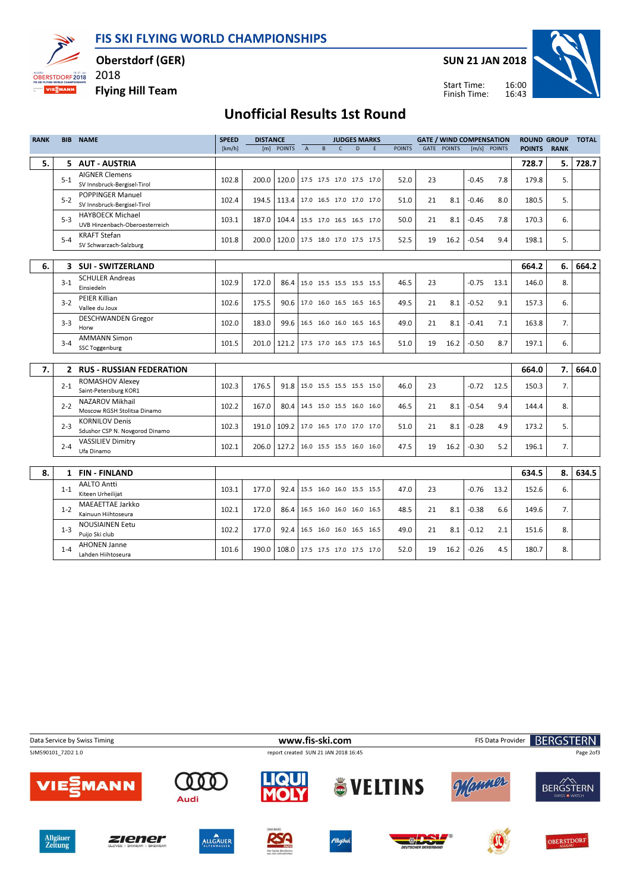# FIS SKI FLYING WORLD CHAMPIONSHIPS

**Oberstdorf (GER)**
2018
**Flying Hill Team**

**SUN 21 JAN 2018**

Start Time: 16:00
Finish Time: 16:43

## Unofficial Results 1st Round

| RANK | BIB | NAME | SPEED [km/h] | DISTANCE [m] | DISTANCE POINTS | JUDGES A | B | C | D | E | JUDGES POINTS | GATE | GATE POINTS | WIND [m/s] | WIND POINTS | ROUND POINTS | GROUP RANK | TOTAL |
|---|---|---|---|---|---|---|---|---|---|---|---|---|---|---|---|---|---|---|
| 5. | 5 | **AUT - AUSTRIA** | | | | | | | | | | | | | | 728.7 | 5. | 728.7 |
| | 5-1 | AIGNER Clemens<br>SV Innsbruck-Bergisel-Tirol | 102.8 | 200.0 | 120.0 | 17.5 | 17.5 | 17.0 | 17.5 | 17.0 | 52.0 | 23 | | -0.45 | 7.8 | 179.8 | 5. | |
| | 5-2 | POPPINGER Manuel<br>SV Innsbruck-Bergisel-Tirol | 102.4 | 194.5 | 113.4 | 17.0 | 16.5 | 17.0 | 17.0 | 17.0 | 51.0 | 21 | 8.1 | -0.46 | 8.0 | 180.5 | 5. | |
| | 5-3 | HAYBOECK Michael<br>UVB Hinzenbach-Oberoesterreich | 103.1 | 187.0 | 104.4 | 15.5 | 17.0 | 16.5 | 16.5 | 17.0 | 50.0 | 21 | 8.1 | -0.45 | 7.8 | 170.3 | 6. | |
| | 5-4 | KRAFT Stefan<br>SV Schwarzach-Salzburg | 101.8 | 200.0 | 120.0 | 17.5 | 18.0 | 17.0 | 17.5 | 17.5 | 52.5 | 19 | 16.2 | -0.54 | 9.4 | 198.1 | 5. | |
| 6. | 3 | **SUI - SWITZERLAND** | | | | | | | | | | | | | | 664.2 | 6. | 664.2 |
| | 3-1 | SCHULER Andreas<br>Einsiedeln | 102.9 | 172.0 | 86.4 | 15.0 | 15.5 | 15.5 | 15.5 | 15.5 | 46.5 | 23 | | -0.75 | 13.1 | 146.0 | 8. | |
| | 3-2 | PEIER Killian<br>Vallee du Joux | 102.6 | 175.5 | 90.6 | 17.0 | 16.0 | 16.5 | 16.5 | 16.5 | 49.5 | 21 | 8.1 | -0.52 | 9.1 | 157.3 | 6. | |
| | 3-3 | DESCHWANDEN Gregor<br>Horw | 102.0 | 183.0 | 99.6 | 16.5 | 16.0 | 16.0 | 16.5 | 16.5 | 49.0 | 21 | 8.1 | -0.41 | 7.1 | 163.8 | 7. | |
| | 3-4 | AMMANN Simon<br>SSC Toggenburg | 101.5 | 201.0 | 121.2 | 17.5 | 17.0 | 16.5 | 17.5 | 16.5 | 51.0 | 19 | 16.2 | -0.50 | 8.7 | 197.1 | 6. | |
| 7. | 2 | **RUS - RUSSIAN FEDERATION** | | | | | | | | | | | | | | 664.0 | 7. | 664.0 |
| | 2-1 | ROMASHOV Alexey<br>Saint-Petersburg KOR1 | 102.3 | 176.5 | 91.8 | 15.0 | 15.5 | 15.5 | 15.5 | 15.0 | 46.0 | 23 | | -0.72 | 12.5 | 150.3 | 7. | |
| | 2-2 | NAZAROV Mikhail<br>Moscow RGSH Stolitsa Dinamo | 102.2 | 167.0 | 80.4 | 14.5 | 15.0 | 15.5 | 16.0 | 16.0 | 46.5 | 21 | 8.1 | -0.54 | 9.4 | 144.4 | 8. | |
| | 2-3 | KORNILOV Denis<br>Sdushor CSP N. Novgorod Dinamo | 102.3 | 191.0 | 109.2 | 17.0 | 16.5 | 17.0 | 17.0 | 17.0 | 51.0 | 21 | 8.1 | -0.28 | 4.9 | 173.2 | 5. | |
| | 2-4 | VASSILIEV Dimitry<br>Ufa Dinamo | 102.1 | 206.0 | 127.2 | 16.0 | 15.5 | 15.5 | 16.0 | 16.0 | 47.5 | 19 | 16.2 | -0.30 | 5.2 | 196.1 | 7. | |
| 8. | 1 | **FIN - FINLAND** | | | | | | | | | | | | | | 634.5 | 8. | 634.5 |
| | 1-1 | AALTO Antti<br>Kiteen Urheilijat | 103.1 | 177.0 | 92.4 | 15.5 | 16.0 | 16.0 | 15.5 | 15.5 | 47.0 | 23 | | -0.76 | 13.2 | 152.6 | 6. | |
| | 1-2 | MAEAETTAE Jarkko<br>Kainuun Hiihtoseura | 102.1 | 172.0 | 86.4 | 16.5 | 16.0 | 16.0 | 16.0 | 16.5 | 48.5 | 21 | 8.1 | -0.38 | 6.6 | 149.6 | 7. | |
| | 1-3 | NOUSIAINEN Eetu<br>Puijo Ski club | 102.2 | 177.0 | 92.4 | 16.5 | 16.0 | 16.0 | 16.5 | 16.5 | 49.0 | 21 | 8.1 | -0.12 | 2.1 | 151.6 | 8. | |
| | 1-4 | AHONEN Janne<br>Lahden Hiihtoseura | 101.6 | 190.0 | 108.0 | 17.5 | 17.5 | 17.0 | 17.5 | 17.0 | 52.0 | 19 | 16.2 | -0.26 | 4.5 | 180.7 | 8. | |

Data Service by Swiss Timing — www.fis-ski.com — FIS Data Provider BERGSTERN

SJM590101_72D2 1.0 — report created SUN 21 JAN 2018 16:45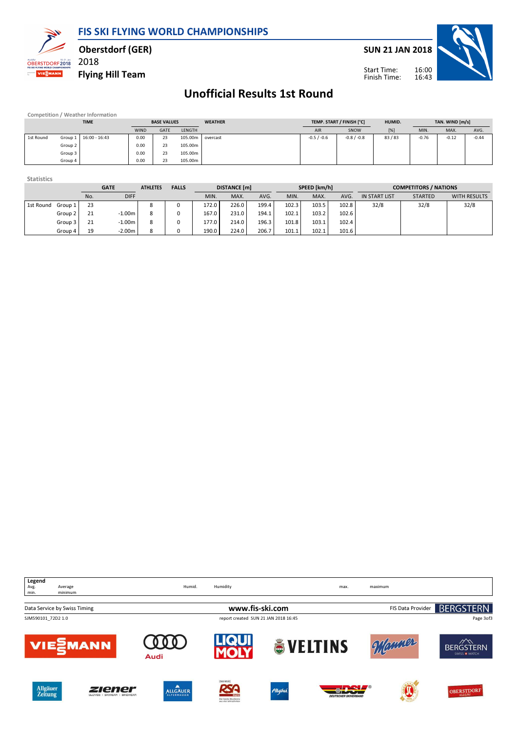# FIS SKI FLYING WORLD CHAMPIONSHIPS

**Oberstdorf (GER)**
2018
**Flying Hill Team**

**SUN 21 JAN 2018**

Start Time: 16:00
Finish Time: 16:43

## Unofficial Results 1st Round

Competition / Weather Information

| | | TIME | BASE VALUES | | | WEATHER | TEMP. START / FINISH [°C] | | HUMID. | TAN. WIND [m/s] | | |
|---|---|---|---|---|---|---|---|---|---|---|---|---|
| | | | WIND | GATE | LENGTH | | AIR | SNOW | [%] | MIN. | MAX. | AVG. |
| 1st Round | Group 1 | 16:00 - 16:43 | 0.00 | 23 | 105.00m | overcast | -0.5 / -0.6 | -0.8 / -0.8 | 83 / 83 | -0.76 | -0.12 | -0.44 |
| | Group 2 | | 0.00 | 23 | 105.00m | | | | | | | |
| | Group 3 | | 0.00 | 23 | 105.00m | | | | | | | |
| | Group 4 | | 0.00 | 23 | 105.00m | | | | | | | |

Statistics

| | | GATE | | ATHLETES | FALLS | DISTANCE [m] | | | SPEED [km/h] | | | COMPETITORS / NATIONS | | |
|---|---|---|---|---|---|---|---|---|---|---|---|---|---|---|
| | | No. | DIFF | | | MIN. | MAX. | AVG. | MIN. | MAX. | AVG. | IN START LIST | STARTED | WITH RESULTS |
| 1st Round | Group 1 | 23 | | 8 | 0 | 172.0 | 226.0 | 199.4 | 102.3 | 103.5 | 102.8 | 32/8 | 32/8 | 32/8 |
| | Group 2 | 21 | -1.00m | 8 | 0 | 167.0 | 231.0 | 194.1 | 102.1 | 103.2 | 102.6 | | | |
| | Group 3 | 21 | -1.00m | 8 | 0 | 177.0 | 214.0 | 196.3 | 101.8 | 103.1 | 102.4 | | | |
| | Group 4 | 19 | -2.00m | 8 | 0 | 190.0 | 224.0 | 206.7 | 101.1 | 102.1 | 101.6 | | | |

**Legend**
Avg. Average
min. minimum
Humid. Humidity
max. maximum

Data Service by Swiss Timing
www.fis-ski.com
FIS Data Provider BERGSTERN
SJM590101_72D2 1.0
report created SUN 21 JAN 2018 16:45